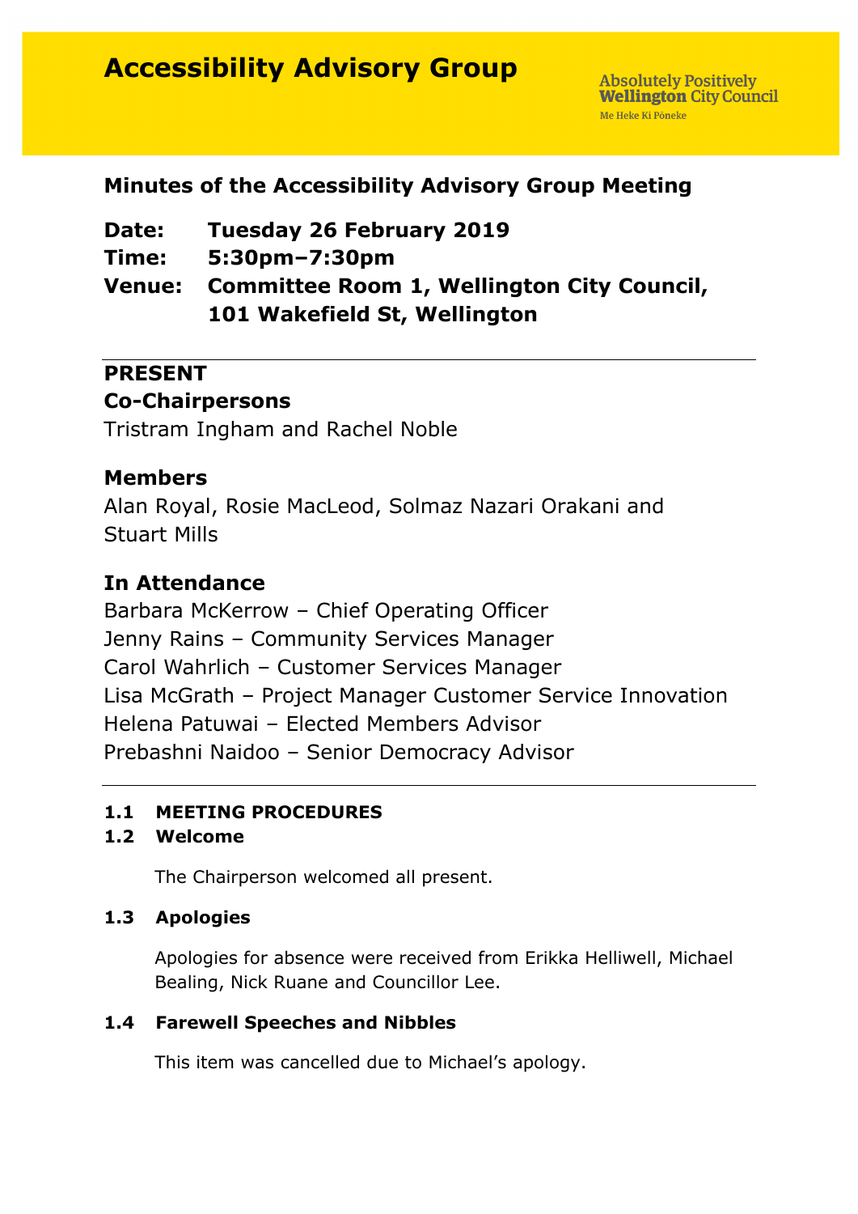# Accessibility Advisory Group

Absolutely Positively **Wellington** City Council
Me Heke Ki Pōneke

## Minutes of the Accessibility Advisory Group Meeting

**Date:** **Tuesday 26 February 2019**
**Time:** **5:30pm–7:30pm**
**Venue:** **Committee Room 1, Wellington City Council, 101 Wakefield St, Wellington**

---

**PRESENT**

**Co-Chairpersons**

Tristram Ingham and Rachel Noble

**Members**

Alan Royal, Rosie MacLeod, Solmaz Nazari Orakani and Stuart Mills

**In Attendance**

Barbara McKerrow – Chief Operating Officer
Jenny Rains – Community Services Manager
Carol Wahrlich – Customer Services Manager
Lisa McGrath – Project Manager Customer Service Innovation
Helena Patuwai – Elected Members Advisor
Prebashni Naidoo – Senior Democracy Advisor

---

**1.1 MEETING PROCEDURES**

**1.2 Welcome**

The Chairperson welcomed all present.

**1.3 Apologies**

Apologies for absence were received from Erikka Helliwell, Michael Bealing, Nick Ruane and Councillor Lee.

**1.4 Farewell Speeches and Nibbles**

This item was cancelled due to Michael's apology.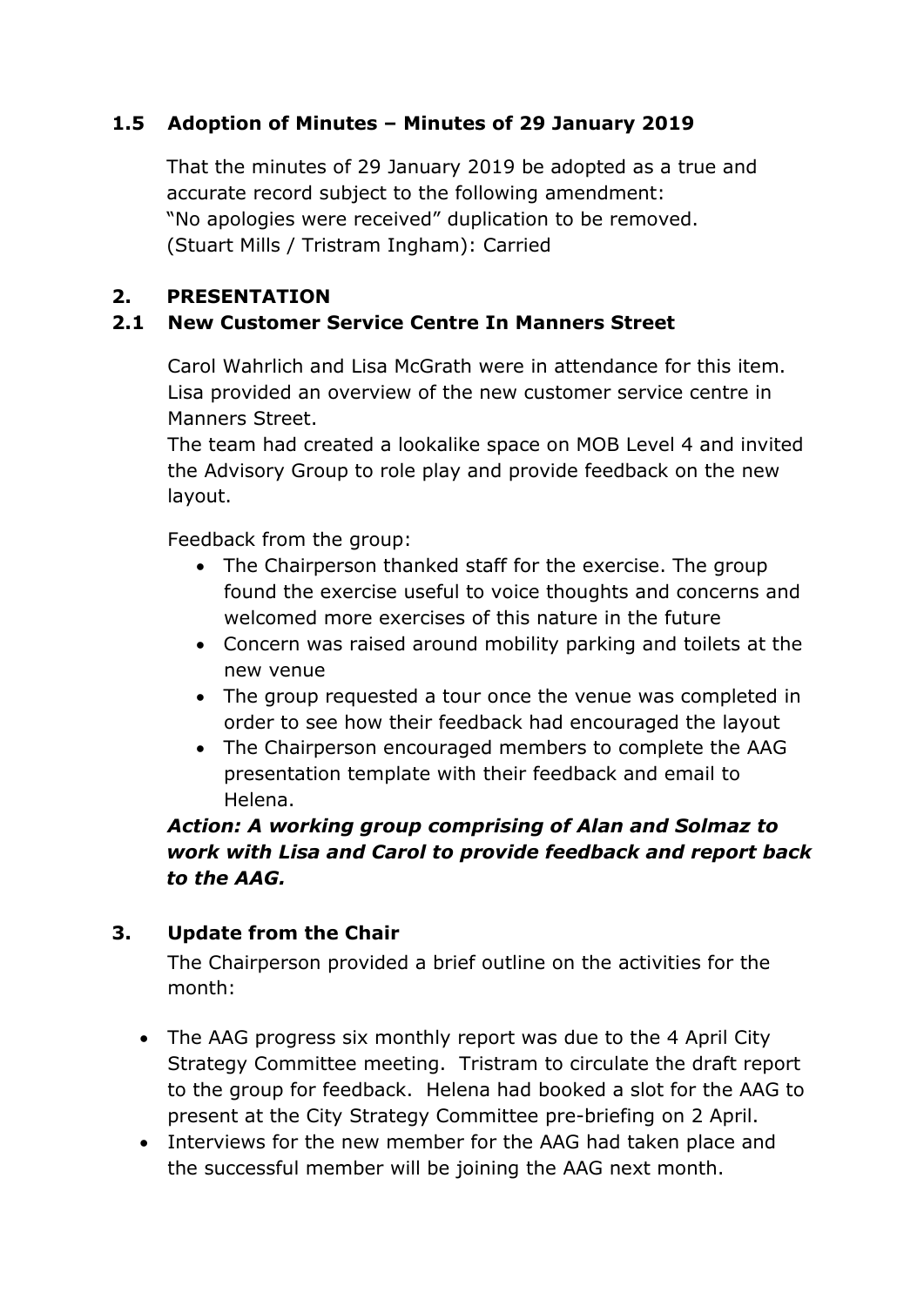### 1.5 Adoption of Minutes – Minutes of 29 January 2019

That the minutes of 29 January 2019 be adopted as a true and accurate record subject to the following amendment:
"No apologies were received" duplication to be removed.
(Stuart Mills / Tristram Ingham): Carried

## 2. PRESENTATION

### 2.1 New Customer Service Centre In Manners Street

Carol Wahrlich and Lisa McGrath were in attendance for this item. Lisa provided an overview of the new customer service centre in Manners Street.
The team had created a lookalike space on MOB Level 4 and invited the Advisory Group to role play and provide feedback on the new layout.

Feedback from the group:

- The Chairperson thanked staff for the exercise. The group found the exercise useful to voice thoughts and concerns and welcomed more exercises of this nature in the future
- Concern was raised around mobility parking and toilets at the new venue
- The group requested a tour once the venue was completed in order to see how their feedback had encouraged the layout
- The Chairperson encouraged members to complete the AAG presentation template with their feedback and email to Helena.

***Action: A working group comprising of Alan and Solmaz to work with Lisa and Carol to provide feedback and report back to the AAG.***

## 3. Update from the Chair

The Chairperson provided a brief outline on the activities for the month:

- The AAG progress six monthly report was due to the 4 April City Strategy Committee meeting. Tristram to circulate the draft report to the group for feedback. Helena had booked a slot for the AAG to present at the City Strategy Committee pre-briefing on 2 April.
- Interviews for the new member for the AAG had taken place and the successful member will be joining the AAG next month.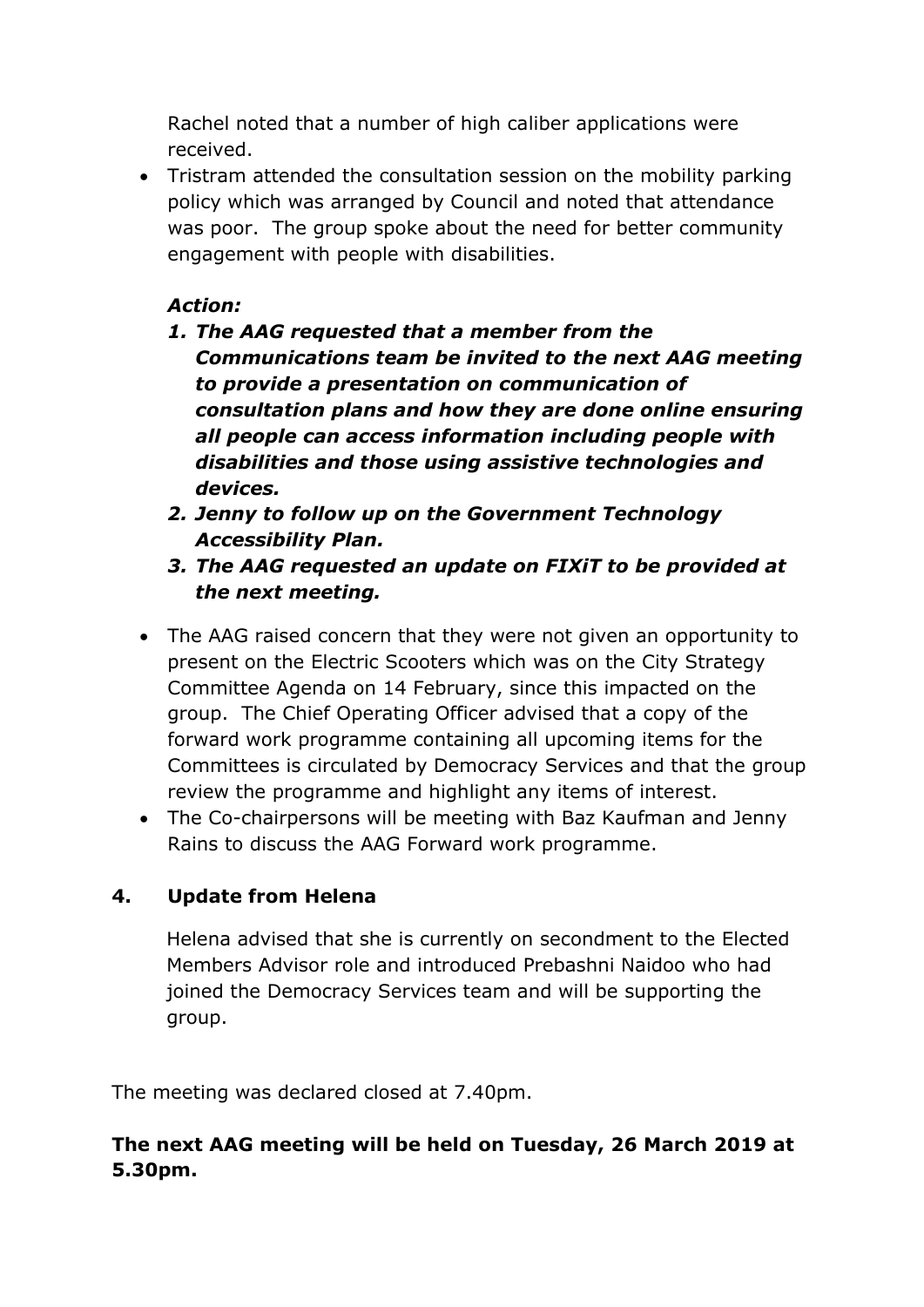Rachel noted that a number of high caliber applications were received.

- Tristram attended the consultation session on the mobility parking policy which was arranged by Council and noted that attendance was poor. The group spoke about the need for better community engagement with people with disabilities.

  ***Action:***

  1. ***The AAG requested that a member from the Communications team be invited to the next AAG meeting to provide a presentation on communication of consultation plans and how they are done online ensuring all people can access information including people with disabilities and those using assistive technologies and devices.***
  2. ***Jenny to follow up on the Government Technology Accessibility Plan.***
  3. ***The AAG requested an update on FIXiT to be provided at the next meeting.***

- The AAG raised concern that they were not given an opportunity to present on the Electric Scooters which was on the City Strategy Committee Agenda on 14 February, since this impacted on the group. The Chief Operating Officer advised that a copy of the forward work programme containing all upcoming items for the Committees is circulated by Democracy Services and that the group review the programme and highlight any items of interest.
- The Co-chairpersons will be meeting with Baz Kaufman and Jenny Rains to discuss the AAG Forward work programme.

## 4. Update from Helena

Helena advised that she is currently on secondment to the Elected Members Advisor role and introduced Prebashni Naidoo who had joined the Democracy Services team and will be supporting the group.

The meeting was declared closed at 7.40pm.

**The next AAG meeting will be held on Tuesday, 26 March 2019 at 5.30pm.**